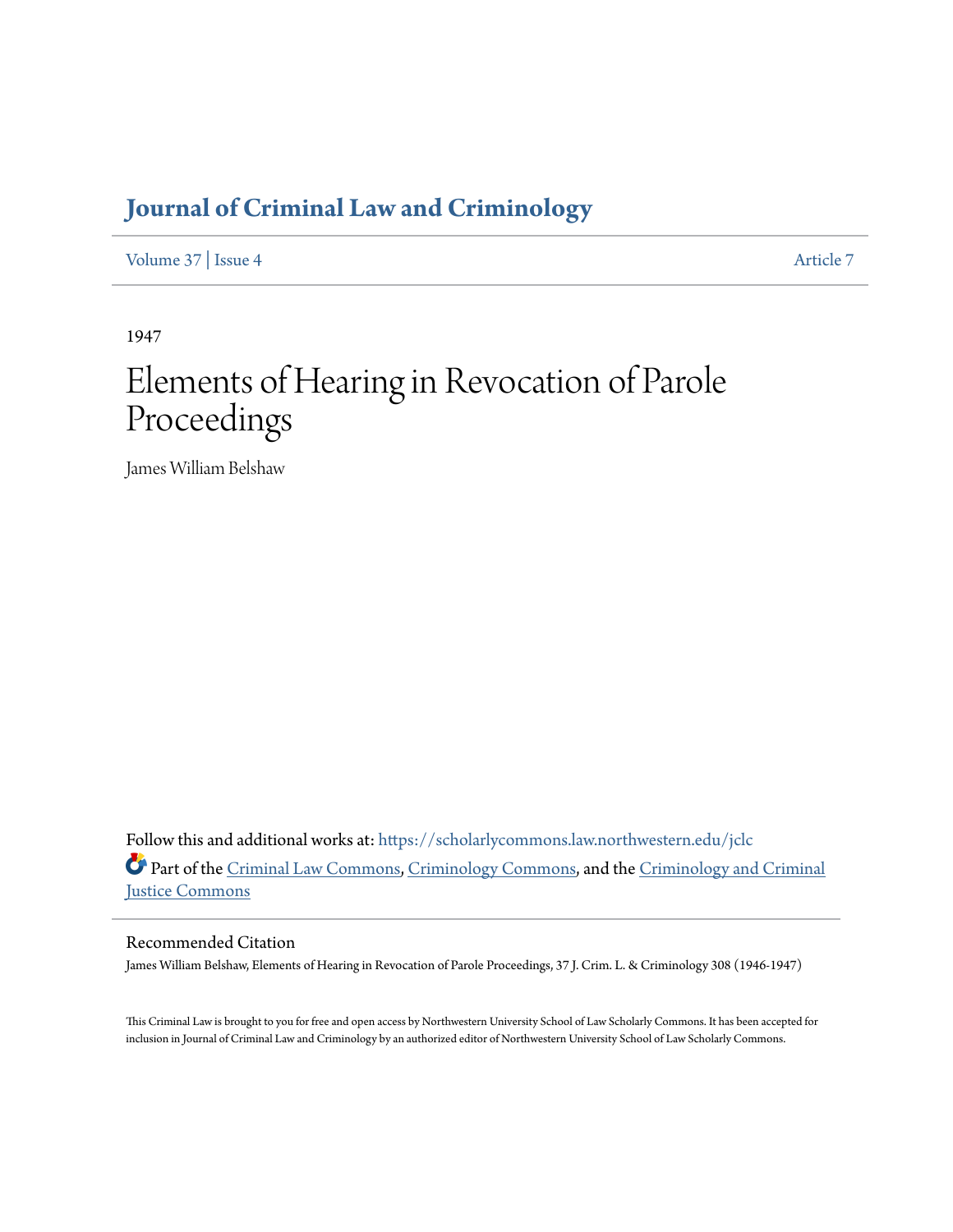# Journal of Criminal Law and Criminology

Volume 37 | Issue 4 Article 7

1947

# Elements of Hearing in Revocation of Parole Proceedings

James William Belshaw

Follow this and additional works at: https://scholarlycommons.law.northwestern.edu/jclc

Part of the Criminal Law Commons, Criminology Commons, and the Criminology and Criminal Justice Commons

## Recommended Citation

James William Belshaw, Elements of Hearing in Revocation of Parole Proceedings, 37 J. Crim. L. & Criminology 308 (1946-1947)

This Criminal Law is brought to you for free and open access by Northwestern University School of Law Scholarly Commons. It has been accepted for inclusion in Journal of Criminal Law and Criminology by an authorized editor of Northwestern University School of Law Scholarly Commons.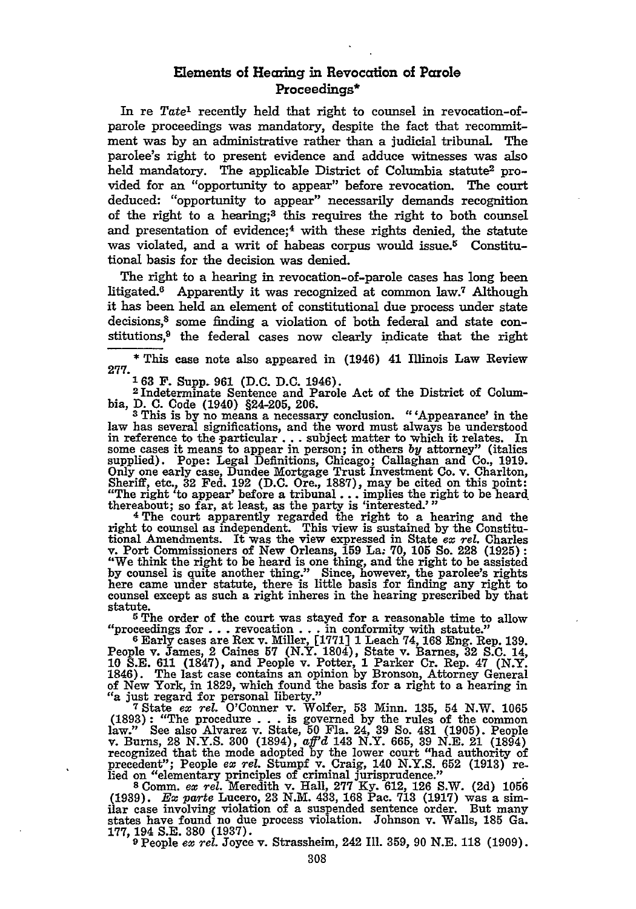## Elements of Hearing in Revocation of Parole Proceedings*

In re *Tate*[1] recently held that right to counsel in revocation-of-parole proceedings was mandatory, despite the fact that recommitment was by an administrative rather than a judicial tribunal. The parolee's right to present evidence and adduce witnesses was also held mandatory. The applicable District of Columbia statute[2] provided for an "opportunity to appear" before revocation. The court deduced: "opportunity to appear" necessarily demands recognition of the right to a hearing;[3] this requires the right to both counsel and presentation of evidence;[4] with these rights denied, the statute was violated, and a writ of habeas corpus would issue.[5] Constitutional basis for the decision was denied.

The right to a hearing in revocation-of-parole cases has long been litigated.[6] Apparently it was recognized at common law.[7] Although it has been held an element of constitutional due process under state decisions,[8] some finding a violation of both federal and state constitutions,[9] the federal cases now clearly indicate that the right

---

\* This case note also appeared in (1946) 41 Illinois Law Review 277.

[1] 63 F. Supp. 961 (D.C. D.C. 1946).

[2] Indeterminate Sentence and Parole Act of the District of Columbia, D. C. Code (1940) §24-205, 206.

[3] This is by no means a necessary conclusion. "'Appearance' in the law has several significations, and the word must always be understood in reference to the particular . . . subject matter to which it relates. In some cases it means to appear in person; in others *by* attorney" (italics supplied). Pope: Legal Definitions, Chicago; Callaghan and Co., 1919. Only one early case, Dundee Mortgage Trust Investment Co. v. Charlton, Sheriff, etc., 32 Fed. 192 (D.C. Ore., 1887), may be cited on this point: "The right 'to appear' before a tribunal . . . implies the right to be heard thereabout; so far, at least, as the party is 'interested.'"

[4] The court apparently regarded the right to a hearing and the right to counsel as independent. This view is sustained by the Constitutional Amendments. It was the view expressed in State *ex rel.* Charles v. Port Commissioners of New Orleans, 159 La. 70, 105 So. 228 (1925): "We think the right to be heard is one thing, and the right to be assisted by counsel is quite another thing." Since, however, the parolee's rights here came under statute, there is little basis for finding any right to counsel except as such a right inheres in the hearing prescribed by that statute.

[5] The order of the court was stayed for a reasonable time to allow "proceedings for . . . revocation . . . in conformity with statute."

[6] Early cases are Rex v. Miller, [1771] 1 Leach 74, 168 Eng. Rep. 139. People v. James, 2 Caines 57 (N.Y. 1804), State v. Barnes, 32 S.C. 14, 10 S.E. 611 (1847), and People v. Potter, 1 Parker Cr. Rep. 47 (N.Y. 1846). The last case contains an opinion by Bronson, Attorney General of New York, in 1829, which found the basis for a right to a hearing in "a just regard for personal liberty."

[7] State *ex rel.* O'Conner v. Wolfer, 53 Minn. 135, 54 N.W. 1065 (1893): "The procedure . . . is governed by the rules of the common law." See also Alvarez v. State, 50 Fla. 24, 39 So. 481 (1905). People v. Burns, 28 N.Y.S. 300 (1894), *aff'd* 143 N.Y. 665, 39 N.E. 21 (1894) recognized that the mode adopted by the lower court "had authority of precedent"; People *ex rel.* Stumpf v. Craig, 140 N.Y.S. 652 (1913) relied on "elementary principles of criminal jurisprudence."

[8] Comm. *ex rel.* Meredith v. Hall, 277 Ky. 612, 126 S.W. (2d) 1056 (1939). *Ex parte* Lucero, 23 N.M. 433, 168 Pac. 713 (1917) was a similar case involving violation of a suspended sentence order. But many states have found no due process violation. Johnson v. Walls, 185 Ga. 177, 194 S.E. 380 (1937).

[9] People *ex rel.* Joyce v. Strassheim, 242 Ill. 359, 90 N.E. 118 (1909).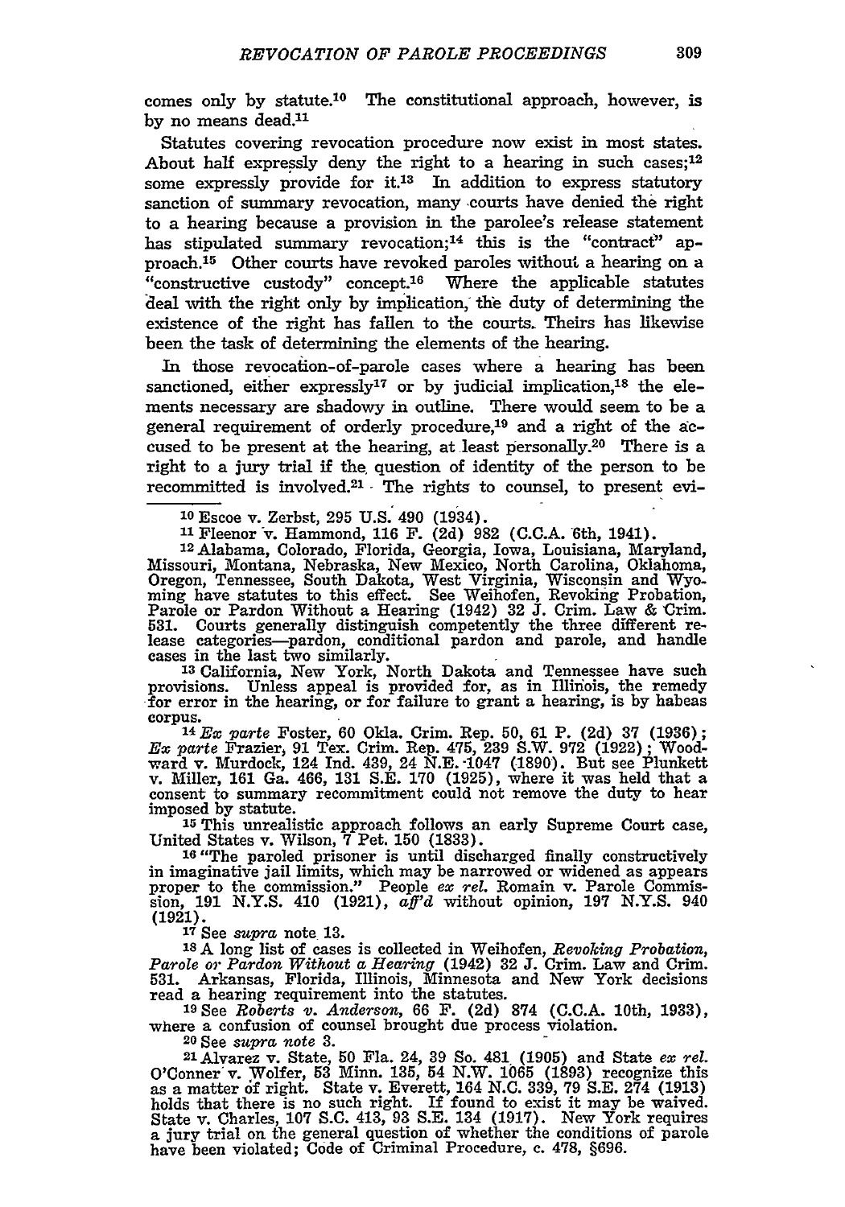comes only by statute.[10] The constitutional approach, however, is by no means dead.[11]

Statutes covering revocation procedure now exist in most states. About half expressly deny the right to a hearing in such cases;[12] some expressly provide for it.[13] In addition to express statutory sanction of summary revocation, many courts have denied the right to a hearing because a provision in the parolee's release statement has stipulated summary revocation;[14] this is the "contract" approach.[15] Other courts have revoked paroles without a hearing on a "constructive custody" concept.[16] Where the applicable statutes deal with the right only by implication, the duty of determining the existence of the right has fallen to the courts. Theirs has likewise been the task of determining the elements of the hearing.

In those revocation-of-parole cases where a hearing has been sanctioned, either expressly[17] or by judicial implication,[18] the elements necessary are shadowy in outline. There would seem to be a general requirement of orderly procedure,[19] and a right of the accused to be present at the hearing, at least personally.[20] There is a right to a jury trial if the question of identity of the person to be recommitted is involved.[21] The rights to counsel, to present evi-

---

[10] Escoe v. Zerbst, 295 U.S. 490 (1934).

[11] Fleenor v. Hammond, 116 F. (2d) 982 (C.C.A. 6th, 1941).

[12] Alabama, Colorado, Florida, Georgia, Iowa, Louisiana, Maryland, Missouri, Montana, Nebraska, New Mexico, North Carolina, Oklahoma, Oregon, Tennessee, South Dakota, West Virginia, Wisconsin and Wyoming have statutes to this effect. See Weihofen, Revoking Probation, Parole or Pardon Without a Hearing (1942) 32 J. Crim. Law & Crim. 531. Courts generally distinguish competently the three different release categories—pardon, conditional pardon and parole, and handle cases in the last two similarly.

[13] California, New York, North Dakota and Tennessee have such provisions. Unless appeal is provided for, as in Illinois, the remedy for error in the hearing, or for failure to grant a hearing, is by habeas corpus.

[14] *Ex parte* Foster, 60 Okla. Crim. Rep. 50, 61 P. (2d) 37 (1936); *Ex parte* Frazier, 91 Tex. Crim. Rep. 475, 239 S.W. 972 (1922); Woodward v. Murdock, 124 Ind. 439, 24 N.E. 1047 (1890). But see Plunkett v. Miller, 161 Ga. 466, 131 S.E. 170 (1925), where it was held that a consent to summary recommitment could not remove the duty to hear imposed by statute.

[15] This unrealistic approach follows an early Supreme Court case, United States v. Wilson, 7 Pet. 150 (1833).

[16] "The paroled prisoner is until discharged finally constructively in imaginative jail limits, which may be narrowed or widened as appears proper to the commission." People *ex rel.* Romain v. Parole Commission, 191 N.Y.S. 410 (1921), *aff'd* without opinion, 197 N.Y.S. 940 (1921).

[17] See *supra* note 13.

[18] A long list of cases is collected in Weihofen, *Revoking Probation, Parole or Pardon Without a Hearing* (1942) 32 J. Crim. Law and Crim. 531. Arkansas, Florida, Illinois, Minnesota and New York decisions read a hearing requirement into the statutes.

[19] See *Roberts v. Anderson*, 66 F. (2d) 874 (C.C.A. 10th, 1933), where a confusion of counsel brought due process violation.

[20] See *supra note* 3.

[21] Alvarez v. State, 50 Fla. 24, 39 So. 481 (1905) and State *ex rel.* O'Conner v. Wolfer, 53 Minn. 135, 54 N.W. 1065 (1893) recognize this as a matter of right. State v. Everett, 164 N.C. 339, 79 S.E. 274 (1913) holds that there is no such right. If found to exist it may be waived. State v. Charles, 107 S.C. 413, 93 S.E. 134 (1917). New York requires a jury trial on the general question of whether the conditions of parole have been violated; Code of Criminal Procedure, c. 478, §696.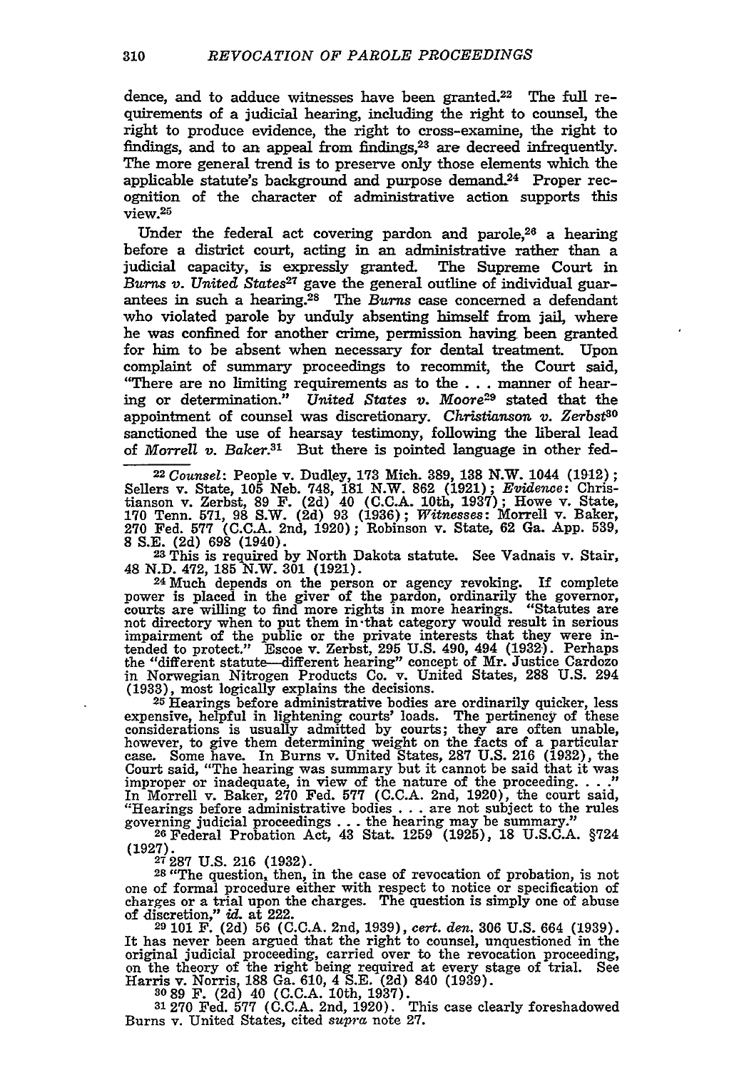dence, and to adduce witnesses have been granted.[22] The full requirements of a judicial hearing, including the right to counsel, the right to produce evidence, the right to cross-examine, the right to findings, and to an appeal from findings,[23] are decreed infrequently. The more general trend is to preserve only those elements which the applicable statute's background and purpose demand.[24] Proper recognition of the character of administrative action supports this view.[25]

Under the federal act covering pardon and parole,[26] a hearing before a district court, acting in an administrative rather than a judicial capacity, is expressly granted. The Supreme Court in *Burns v. United States*[27] gave the general outline of individual guarantees in such a hearing.[28] The *Burns* case concerned a defendant who violated parole by unduly absenting himself from jail, where he was confined for another crime, permission having been granted for him to be absent when necessary for dental treatment. Upon complaint of summary proceedings to recommit, the Court said, "There are no limiting requirements as to the . . . manner of hearing or determination." *United States v. Moore*[29] stated that the appointment of counsel was discretionary. *Christianson v. Zerbst*[30] sanctioned the use of hearsay testimony, following the liberal lead of *Morrell v. Baker*.[31] But there is pointed language in other fed-

---

[22] *Counsel*: People v. Dudley, 173 Mich. 389, 138 N.W. 1044 (1912); Sellers v. State, 105 Neb. 748, 181 N.W. 862 (1921); *Evidence*: Christianson v. Zerbst, 89 F. (2d) 40 (C.C.A. 10th, 1937); Howe v. State, 170 Tenn. 571, 98 S.W. (2d) 93 (1936); *Witnesses*: Morrell v. Baker, 270 Fed. 577 (C.C.A. 2nd, 1920); Robinson v. State, 62 Ga. App. 539, 8 S.E. (2d) 698 (1940).

[23] This is required by North Dakota statute. See Vadnais v. Stair, 48 N.D. 472, 185 N.W. 301 (1921).

[24] Much depends on the person or agency revoking. If complete power is placed in the giver of the pardon, ordinarily the governor, courts are willing to find more rights in more hearings. "Statutes are not directory when to put them in that category would result in serious impairment of the public or the private interests that they were intended to protect." Escoe v. Zerbst, 295 U.S. 490, 494 (1932). Perhaps the "different statute—different hearing" concept of Mr. Justice Cardozo in Norwegian Nitrogen Products Co. v. United States, 288 U.S. 294 (1933), most logically explains the decisions.

[25] Hearings before administrative bodies are ordinarily quicker, less expensive, helpful in lightening courts' loads. The pertinency of these considerations is usually admitted by courts; they are often unable, however, to give them determining weight on the facts of a particular case. Some have. In Burns v. United States, 287 U.S. 216 (1932), the Court said, "The hearing was summary but it cannot be said that it was improper or inadequate, in view of the nature of the proceeding. . . ." In Morrell v. Baker, 270 Fed. 577 (C.C.A. 2nd, 1920), the court said, "Hearings before administrative bodies . . . are not subject to the rules governing judicial proceedings . . . the hearing may be summary."

[26] Federal Probation Act, 43 Stat. 1259 (1925), 18 U.S.C.A. §724 (1927).

[27] 287 U.S. 216 (1932).

[28] "The question, then, in the case of revocation of probation, is not one of formal procedure either with respect to notice or specification of charges or a trial upon the charges. The question is simply one of abuse of discretion," *id.* at 222.

[29] 101 F. (2d) 56 (C.C.A. 2nd, 1939), *cert. den.* 306 U.S. 664 (1939). It has never been argued that the right to counsel, unquestioned in the original judicial proceeding, carried over to the revocation proceeding, on the theory of the right being required at every stage of trial. See Harris v. Norris, 188 Ga. 610, 4 S.E. (2d) 840 (1939).

[30] 89 F. (2d) 40 (C.C.A. 10th, 1937).

[31] 270 Fed. 577 (C.C.A. 2nd, 1920). This case clearly foreshadowed Burns v. United States, cited *supra* note 27.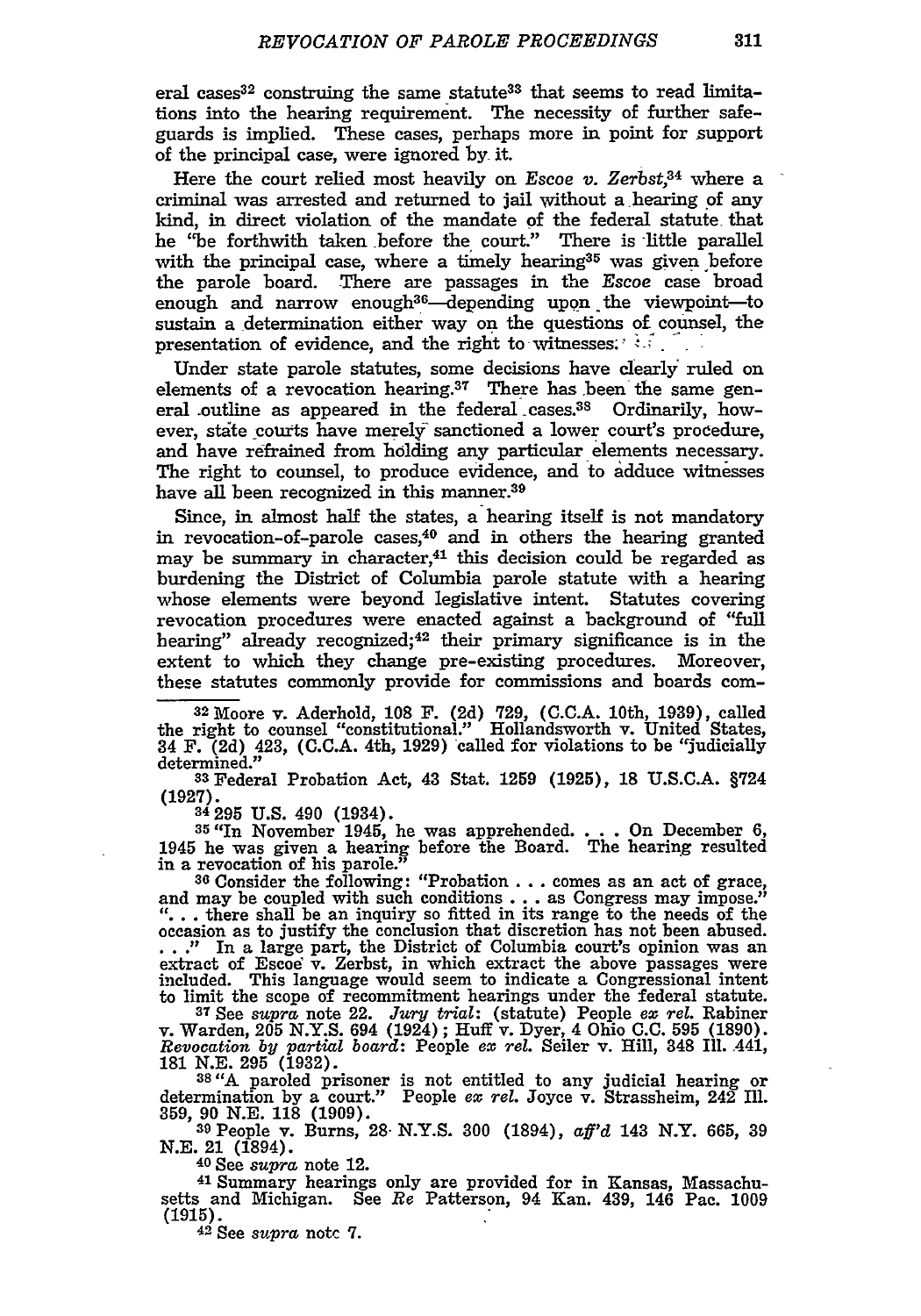eral cases[32] construing the same statute[33] that seems to read limitations into the hearing requirement. The necessity of further safeguards is implied. These cases, perhaps more in point for support of the principal case, were ignored by it.

Here the court relied most heavily on *Escoe v. Zerbst*,[34] where a criminal was arrested and returned to jail without a hearing of any kind, in direct violation of the mandate of the federal statute that he "be forthwith taken before the court." There is little parallel with the principal case, where a timely hearing[35] was given before the parole board. There are passages in the *Escoe* case broad enough and narrow enough[36]—depending upon the viewpoint—to sustain a determination either way on the questions of counsel, the presentation of evidence, and the right to witnesses.

Under state parole statutes, some decisions have clearly ruled on elements of a revocation hearing.[37] There has been the same general outline as appeared in the federal cases.[38] Ordinarily, however, state courts have merely sanctioned a lower court's procedure, and have refrained from holding any particular elements necessary. The right to counsel, to produce evidence, and to adduce witnesses have all been recognized in this manner.[39]

Since, in almost half the states, a hearing itself is not mandatory in revocation-of-parole cases,[40] and in others the hearing granted may be summary in character,[41] this decision could be regarded as burdening the District of Columbia parole statute with a hearing whose elements were beyond legislative intent. Statutes covering revocation procedures were enacted against a background of "full hearing" already recognized;[42] their primary significance is in the extent to which they change pre-existing procedures. Moreover, these statutes commonly provide for commissions and boards com-

---

[32] Moore v. Aderhold, 108 F. (2d) 729, (C.C.A. 10th, 1939), called the right to counsel "constitutional." Hollandsworth v. United States, 34 F. (2d) 423, (C.C.A. 4th, 1929) called for violations to be "judicially determined."

[33] Federal Probation Act, 43 Stat. 1259 (1925), 18 U.S.C.A. §724 (1927).

[34] 295 U.S. 490 (1934).

[35] "In November 1945, he was apprehended. . . . On December 6, 1945 he was given a hearing before the Board. The hearing resulted in a revocation of his parole."

[36] Consider the following: "Probation . . . comes as an act of grace, and may be coupled with such conditions . . . as Congress may impose." ". . . there shall be an inquiry so fitted in its range to the needs of the occasion as to justify the conclusion that discretion has not been abused. . . ." In a large part, the District of Columbia court's opinion was an extract of Escoe v. Zerbst, in which extract the above passages were included. This language would seem to indicate a Congressional intent to limit the scope of recommitment hearings under the federal statute.

[37] See *supra* note 22. *Jury trial*: (statute) People *ex rel.* Rabiner v. Warden, 205 N.Y.S. 694 (1924); Huff v. Dyer, 4 Ohio C.C. 595 (1890). *Revocation by partial board*: People *ex rel.* Seiler v. Hill, 348 Ill. 441, 181 N.E. 295 (1932).

[38] "A paroled prisoner is not entitled to any judicial hearing or determination by a court." People *ex rel.* Joyce v. Strassheim, 242 Ill. 359, 90 N.E. 118 (1909).

[39] People v. Burns, 28 N.Y.S. 300 (1894), *aff'd* 143 N.Y. 665, 39 N.E. 21 (1894).

[40] See *supra* note 12.

[41] Summary hearings only are provided for in Kansas, Massachusetts and Michigan. See *Re* Patterson, 94 Kan. 439, 146 Pac. 1009 (1915).

[42] See *supra* note 7.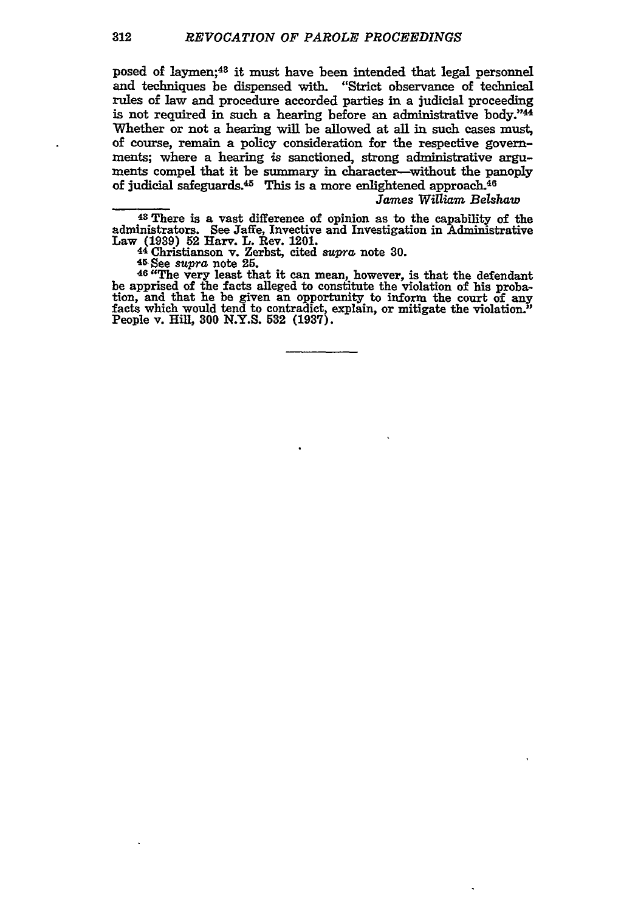posed of laymen;[43] it must have been intended that legal personnel and techniques be dispensed with. "Strict observance of technical rules of law and procedure accorded parties in a judicial proceeding is not required in such a hearing before an administrative body."[44] Whether or not a hearing will be allowed at all in such cases must, of course, remain a policy consideration for the respective governments; where a hearing *is* sanctioned, strong administrative arguments compel that it be summary in character—without the panoply of judicial safeguards.[45] This is a more enlightened approach.[46]

*James William Belshaw*

---

[43] There is a vast difference of opinion as to the capability of the administrators. See Jaffe, Invective and Investigation in Administrative Law (1939) 52 Harv. L. Rev. 1201.

[44] Christianson v. Zerbst, cited *supra* note 30.

[45] See *supra* note 25.

[46] "The very least that it can mean, however, is that the defendant be apprised of the facts alleged to constitute the violation of his probation, and that he be given an opportunity to inform the court of any facts which would tend to contradict, explain, or mitigate the violation." People v. Hill, 300 N.Y.S. 532 (1937).